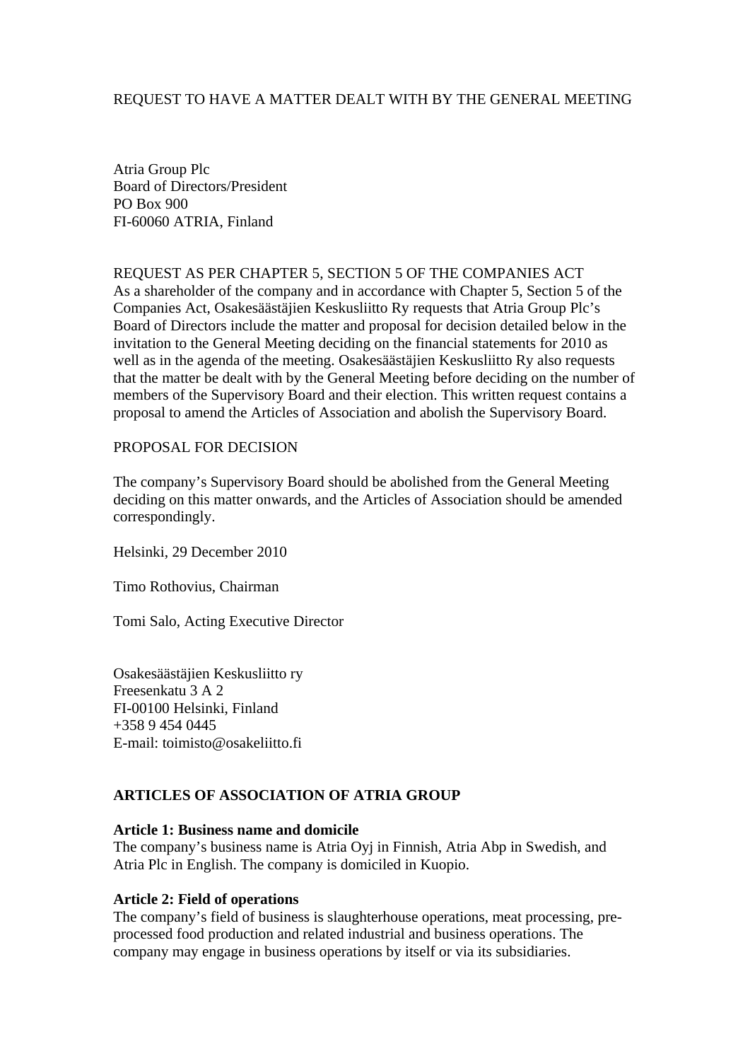REQUEST TO HAVE A MATTER DEALT WITH BY THE GENERAL MEETING

Atria Group Plc
Board of Directors/President
PO Box 900
FI-60060 ATRIA, Finland

REQUEST AS PER CHAPTER 5, SECTION 5 OF THE COMPANIES ACT

As a shareholder of the company and in accordance with Chapter 5, Section 5 of the Companies Act, Osakesäästäjien Keskusliitto Ry requests that Atria Group Plc's Board of Directors include the matter and proposal for decision detailed below in the invitation to the General Meeting deciding on the financial statements for 2010 as well as in the agenda of the meeting. Osakesäästäjien Keskusliitto Ry also requests that the matter be dealt with by the General Meeting before deciding on the number of members of the Supervisory Board and their election. This written request contains a proposal to amend the Articles of Association and abolish the Supervisory Board.

PROPOSAL FOR DECISION

The company's Supervisory Board should be abolished from the General Meeting deciding on this matter onwards, and the Articles of Association should be amended correspondingly.

Helsinki, 29 December 2010

Timo Rothovius, Chairman

Tomi Salo, Acting Executive Director

Osakesäästäjien Keskusliitto ry
Freesenkatu 3 A 2
FI-00100 Helsinki, Finland
+358 9 454 0445
E-mail: toimisto@osakeliitto.fi

## ARTICLES OF ASSOCIATION OF ATRIA GROUP

### Article 1: Business name and domicile

The company's business name is Atria Oyj in Finnish, Atria Abp in Swedish, and Atria Plc in English. The company is domiciled in Kuopio.

### Article 2: Field of operations

The company's field of business is slaughterhouse operations, meat processing, pre-processed food production and related industrial and business operations. The company may engage in business operations by itself or via its subsidiaries.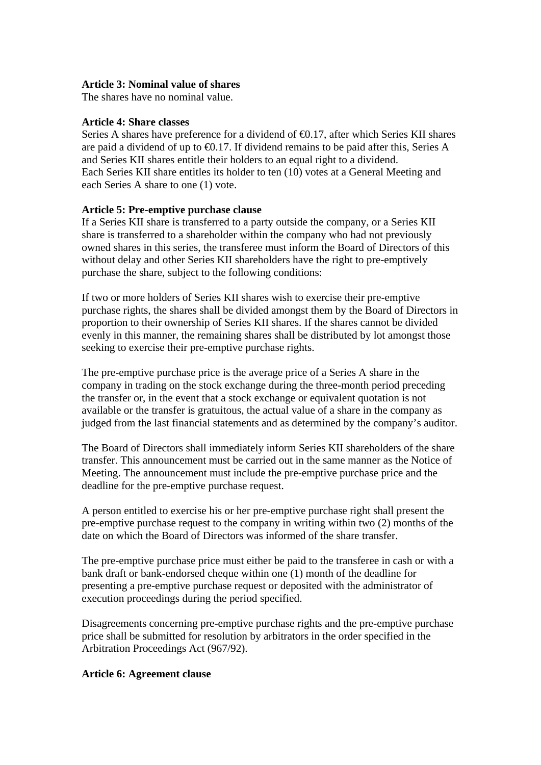**Article 3: Nominal value of shares**
The shares have no nominal value.

**Article 4: Share classes**
Series A shares have preference for a dividend of €0.17, after which Series KII shares are paid a dividend of up to €0.17. If dividend remains to be paid after this, Series A and Series KII shares entitle their holders to an equal right to a dividend.
Each Series KII share entitles its holder to ten (10) votes at a General Meeting and each Series A share to one (1) vote.

**Article 5: Pre-emptive purchase clause**
If a Series KII share is transferred to a party outside the company, or a Series KII share is transferred to a shareholder within the company who had not previously owned shares in this series, the transferee must inform the Board of Directors of this without delay and other Series KII shareholders have the right to pre-emptively purchase the share, subject to the following conditions:

If two or more holders of Series KII shares wish to exercise their pre-emptive purchase rights, the shares shall be divided amongst them by the Board of Directors in proportion to their ownership of Series KII shares. If the shares cannot be divided evenly in this manner, the remaining shares shall be distributed by lot amongst those seeking to exercise their pre-emptive purchase rights.

The pre-emptive purchase price is the average price of a Series A share in the company in trading on the stock exchange during the three-month period preceding the transfer or, in the event that a stock exchange or equivalent quotation is not available or the transfer is gratuitous, the actual value of a share in the company as judged from the last financial statements and as determined by the company's auditor.

The Board of Directors shall immediately inform Series KII shareholders of the share transfer. This announcement must be carried out in the same manner as the Notice of Meeting. The announcement must include the pre-emptive purchase price and the deadline for the pre-emptive purchase request.

A person entitled to exercise his or her pre-emptive purchase right shall present the pre-emptive purchase request to the company in writing within two (2) months of the date on which the Board of Directors was informed of the share transfer.

The pre-emptive purchase price must either be paid to the transferee in cash or with a bank draft or bank-endorsed cheque within one (1) month of the deadline for presenting a pre-emptive purchase request or deposited with the administrator of execution proceedings during the period specified.

Disagreements concerning pre-emptive purchase rights and the pre-emptive purchase price shall be submitted for resolution by arbitrators in the order specified in the Arbitration Proceedings Act (967/92).

**Article 6: Agreement clause**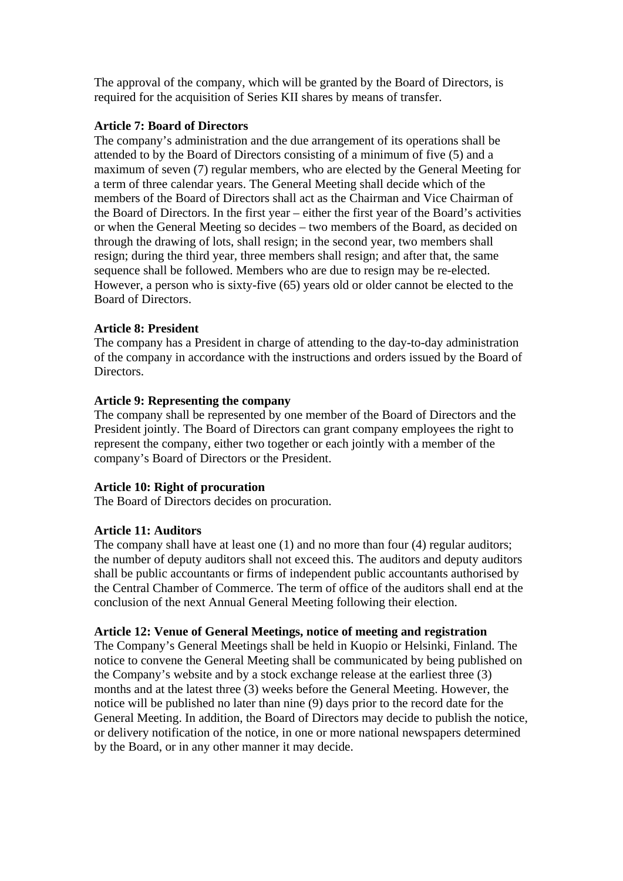The approval of the company, which will be granted by the Board of Directors, is required for the acquisition of Series KII shares by means of transfer.

**Article 7: Board of Directors**

The company's administration and the due arrangement of its operations shall be attended to by the Board of Directors consisting of a minimum of five (5) and a maximum of seven (7) regular members, who are elected by the General Meeting for a term of three calendar years. The General Meeting shall decide which of the members of the Board of Directors shall act as the Chairman and Vice Chairman of the Board of Directors. In the first year – either the first year of the Board's activities or when the General Meeting so decides – two members of the Board, as decided on through the drawing of lots, shall resign; in the second year, two members shall resign; during the third year, three members shall resign; and after that, the same sequence shall be followed. Members who are due to resign may be re-elected. However, a person who is sixty-five (65) years old or older cannot be elected to the Board of Directors.

**Article 8: President**

The company has a President in charge of attending to the day-to-day administration of the company in accordance with the instructions and orders issued by the Board of Directors.

**Article 9: Representing the company**

The company shall be represented by one member of the Board of Directors and the President jointly. The Board of Directors can grant company employees the right to represent the company, either two together or each jointly with a member of the company's Board of Directors or the President.

**Article 10: Right of procuration**

The Board of Directors decides on procuration.

**Article 11: Auditors**

The company shall have at least one (1) and no more than four (4) regular auditors; the number of deputy auditors shall not exceed this. The auditors and deputy auditors shall be public accountants or firms of independent public accountants authorised by the Central Chamber of Commerce. The term of office of the auditors shall end at the conclusion of the next Annual General Meeting following their election.

**Article 12: Venue of General Meetings, notice of meeting and registration**

The Company's General Meetings shall be held in Kuopio or Helsinki, Finland. The notice to convene the General Meeting shall be communicated by being published on the Company's website and by a stock exchange release at the earliest three (3) months and at the latest three (3) weeks before the General Meeting. However, the notice will be published no later than nine (9) days prior to the record date for the General Meeting. In addition, the Board of Directors may decide to publish the notice, or delivery notification of the notice, in one or more national newspapers determined by the Board, or in any other manner it may decide.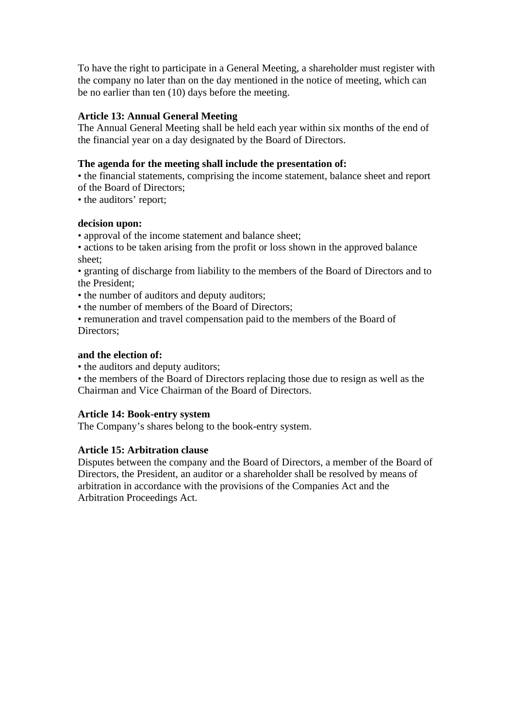To have the right to participate in a General Meeting, a shareholder must register with the company no later than on the day mentioned in the notice of meeting, which can be no earlier than ten (10) days before the meeting.

**Article 13: Annual General Meeting**
The Annual General Meeting shall be held each year within six months of the end of the financial year on a day designated by the Board of Directors.

**The agenda for the meeting shall include the presentation of:**
• the financial statements, comprising the income statement, balance sheet and report of the Board of Directors;
• the auditors' report;

**decision upon:**
• approval of the income statement and balance sheet;
• actions to be taken arising from the profit or loss shown in the approved balance sheet;
• granting of discharge from liability to the members of the Board of Directors and to the President;
• the number of auditors and deputy auditors;
• the number of members of the Board of Directors;
• remuneration and travel compensation paid to the members of the Board of Directors;

**and the election of:**
• the auditors and deputy auditors;
• the members of the Board of Directors replacing those due to resign as well as the Chairman and Vice Chairman of the Board of Directors.

**Article 14: Book-entry system**
The Company's shares belong to the book-entry system.

**Article 15: Arbitration clause**
Disputes between the company and the Board of Directors, a member of the Board of Directors, the President, an auditor or a shareholder shall be resolved by means of arbitration in accordance with the provisions of the Companies Act and the Arbitration Proceedings Act.